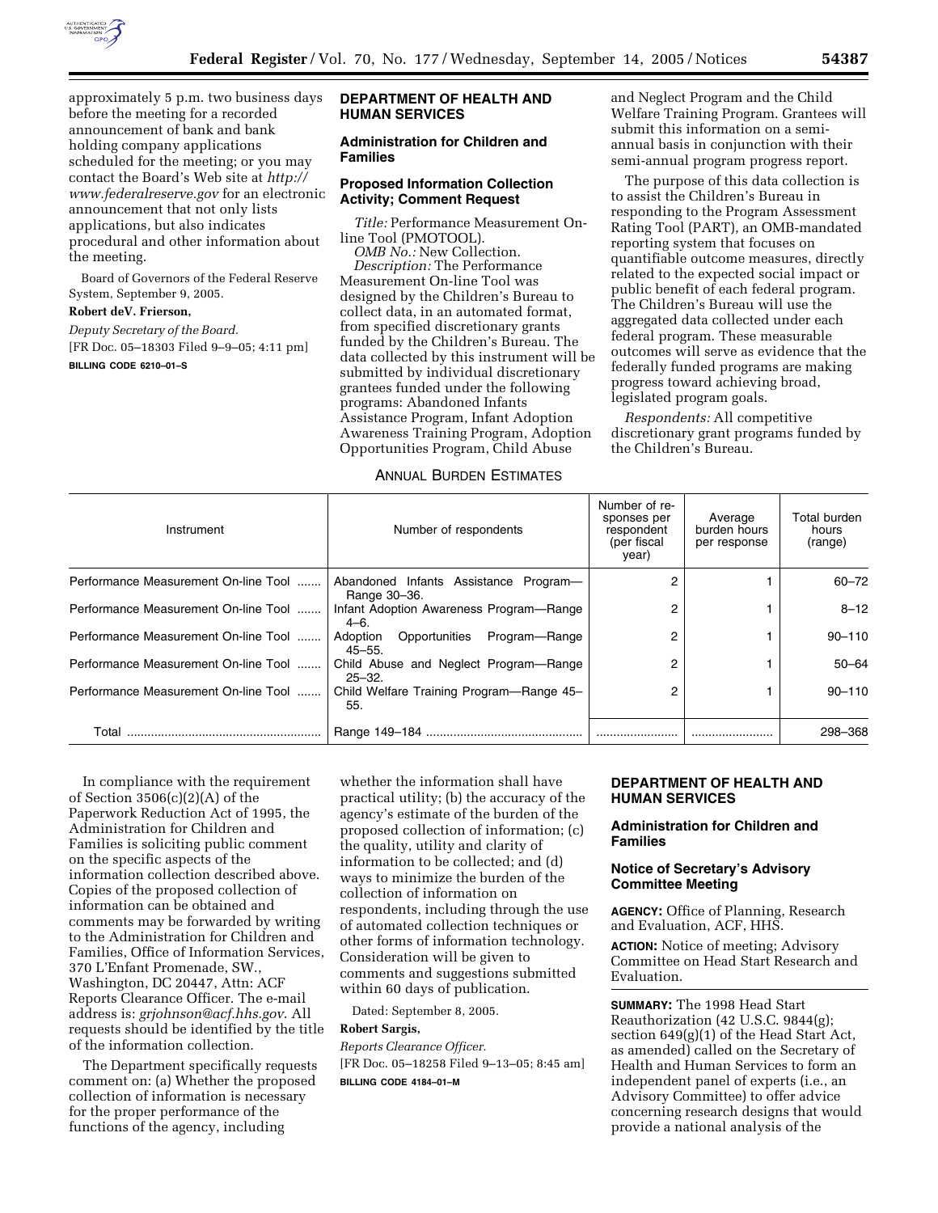approximately 5 p.m. two business days before the meeting for a recorded announcement of bank and bank holding company applications scheduled for the meeting; or you may contact the Board's Web site at *http://www.federalreserve.gov* for an electronic announcement that not only lists applications, but also indicates procedural and other information about the meeting.

Board of Governors of the Federal Reserve System, September 9, 2005.

**Robert deV. Frierson,**

*Deputy Secretary of the Board.*

[FR Doc. 05–18303 Filed 9–9–05; 4:11 pm]

**BILLING CODE 6210–01–S**

## DEPARTMENT OF HEALTH AND HUMAN SERVICES

### Administration for Children and Families

### Proposed Information Collection Activity; Comment Request

*Title:* Performance Measurement On-line Tool (PMOTOOL).

*OMB No.:* New Collection.

*Description:* The Performance Measurement On-line Tool was designed by the Children's Bureau to collect data, in an automated format, from specified discretionary grants funded by the Children's Bureau. The data collected by this instrument will be submitted by individual discretionary grantees funded under the following programs: Abandoned Infants Assistance Program, Infant Adoption Awareness Training Program, Adoption Opportunities Program, Child Abuse and Neglect Program and the Child Welfare Training Program. Grantees will submit this information on a semi-annual basis in conjunction with their semi-annual program progress report.

The purpose of this data collection is to assist the Children's Bureau in responding to the Program Assessment Rating Tool (PART), an OMB-mandated reporting system that focuses on quantifiable outcome measures, directly related to the expected social impact or public benefit of each federal program. The Children's Bureau will use the aggregated data collected under each federal program. These measurable outcomes will serve as evidence that the federally funded programs are making progress toward achieving broad, legislated program goals.

*Respondents:* All competitive discretionary grant programs funded by the Children's Bureau.

ANNUAL BURDEN ESTIMATES

| Instrument | Number of respondents | Number of responses per respondent (per fiscal year) | Average burden hours per response | Total burden hours (range) |
|---|---|---|---|---|
| Performance Measurement On-line Tool | Abandoned Infants Assistance Program—Range 30–36. | 2 | 1 | 60–72 |
| Performance Measurement On-line Tool | Infant Adoption Awareness Program—Range 4–6. | 2 | 1 | 8–12 |
| Performance Measurement On-line Tool | Adoption Opportunities Program—Range 45–55. | 2 | 1 | 90–110 |
| Performance Measurement On-line Tool | Child Abuse and Neglect Program—Range 25–32. | 2 | 1 | 50–64 |
| Performance Measurement On-line Tool | Child Welfare Training Program—Range 45–55. | 2 | 1 | 90–110 |
| Total | Range 149–184 | | | 298–368 |

In compliance with the requirement of Section 3506(c)(2)(A) of the Paperwork Reduction Act of 1995, the Administration for Children and Families is soliciting public comment on the specific aspects of the information collection described above. Copies of the proposed collection of information can be obtained and comments may be forwarded by writing to the Administration for Children and Families, Office of Information Services, 370 L'Enfant Promenade, SW., Washington, DC 20447, Attn: ACF Reports Clearance Officer. The e-mail address is: *grjohnson@acf.hhs.gov.* All requests should be identified by the title of the information collection.

The Department specifically requests comment on: (a) Whether the proposed collection of information is necessary for the proper performance of the functions of the agency, including whether the information shall have practical utility; (b) the accuracy of the agency's estimate of the burden of the proposed collection of information; (c) the quality, utility and clarity of information to be collected; and (d) ways to minimize the burden of the collection of information on respondents, including through the use of automated collection techniques or other forms of information technology. Consideration will be given to comments and suggestions submitted within 60 days of publication.

Dated: September 8, 2005.

**Robert Sargis,**

*Reports Clearance Officer.*

[FR Doc. 05–18258 Filed 9–13–05; 8:45 am]

**BILLING CODE 4184–01–M**

## DEPARTMENT OF HEALTH AND HUMAN SERVICES

### Administration for Children and Families

### Notice of Secretary's Advisory Committee Meeting

**AGENCY:** Office of Planning, Research and Evaluation, ACF, HHS.

**ACTION:** Notice of meeting; Advisory Committee on Head Start Research and Evaluation.

**SUMMARY:** The 1998 Head Start Reauthorization (42 U.S.C. 9844(g); section 649(g)(1) of the Head Start Act, as amended) called on the Secretary of Health and Human Services to form an independent panel of experts (i.e., an Advisory Committee) to offer advice concerning research designs that would provide a national analysis of the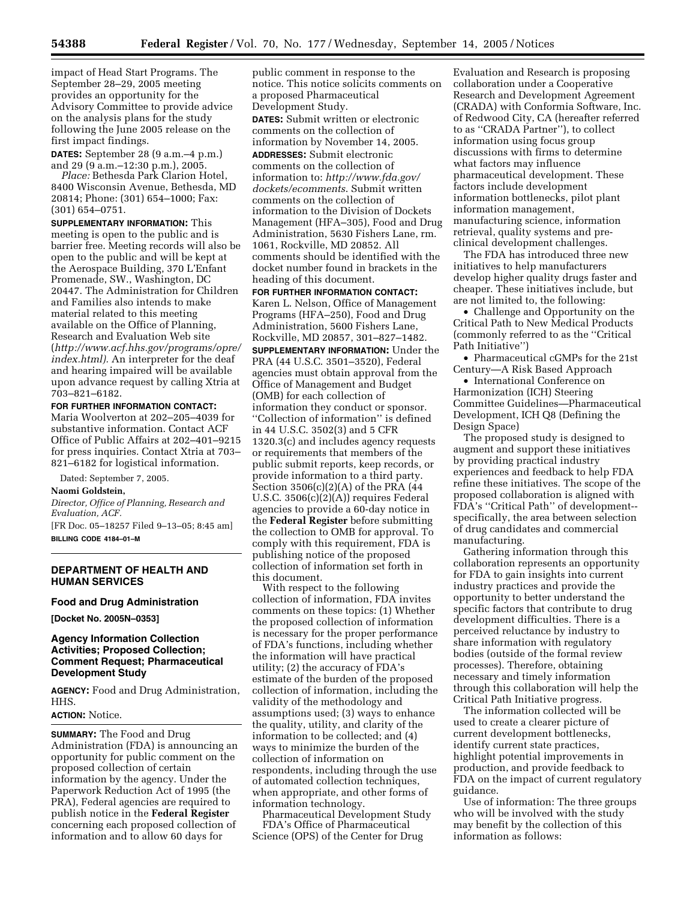impact of Head Start Programs. The September 28–29, 2005 meeting provides an opportunity for the Advisory Committee to provide advice on the analysis plans for the study following the June 2005 release on the first impact findings.

**DATES:** September 28 (9 a.m.–4 p.m.) and 29 (9 a.m.–12:30 p.m.), 2005.

*Place:* Bethesda Park Clarion Hotel, 8400 Wisconsin Avenue, Bethesda, MD 20814; Phone: (301) 654–1000; Fax: (301) 654–0751.

**SUPPLEMENTARY INFORMATION:** This meeting is open to the public and is barrier free. Meeting records will also be open to the public and will be kept at the Aerospace Building, 370 L'Enfant Promenade, SW., Washington, DC 20447. The Administration for Children and Families also intends to make material related to this meeting available on the Office of Planning, Research and Evaluation Web site (*http://www.acf.hhs.gov/programs/opre/index.html).* An interpreter for the deaf and hearing impaired will be available upon advance request by calling Xtria at 703–821–6182.

**FOR FURTHER INFORMATION CONTACT:** Maria Woolverton at 202–205–4039 for substantive information. Contact ACF Office of Public Affairs at 202–401–9215 for press inquiries. Contact Xtria at 703–821–6182 for logistical information.

Dated: September 7, 2005.

**Naomi Goldstein,**

*Director, Office of Planning, Research and Evaluation, ACF.*

[FR Doc. 05–18257 Filed 9–13–05; 8:45 am]

**BILLING CODE 4184–01–M**

## DEPARTMENT OF HEALTH AND HUMAN SERVICES

### Food and Drug Administration

**[Docket No. 2005N–0353]**

### Agency Information Collection Activities; Proposed Collection; Comment Request; Pharmaceutical Development Study

**AGENCY:** Food and Drug Administration, HHS.

**ACTION:** Notice.

**SUMMARY:** The Food and Drug Administration (FDA) is announcing an opportunity for public comment on the proposed collection of certain information by the agency. Under the Paperwork Reduction Act of 1995 (the PRA), Federal agencies are required to publish notice in the **Federal Register** concerning each proposed collection of information and to allow 60 days for public comment in response to the notice. This notice solicits comments on a proposed Pharmaceutical Development Study.

**DATES:** Submit written or electronic comments on the collection of information by November 14, 2005.

**ADDRESSES:** Submit electronic comments on the collection of information to: *http://www.fda.gov/dockets/ecomments*. Submit written comments on the collection of information to the Division of Dockets Management (HFA–305), Food and Drug Administration, 5630 Fishers Lane, rm. 1061, Rockville, MD 20852. All comments should be identified with the docket number found in brackets in the heading of this document.

**FOR FURTHER INFORMATION CONTACT:** Karen L. Nelson, Office of Management Programs (HFA–250), Food and Drug Administration, 5600 Fishers Lane, Rockville, MD 20857, 301–827–1482.

**SUPPLEMENTARY INFORMATION:** Under the PRA (44 U.S.C. 3501–3520), Federal agencies must obtain approval from the Office of Management and Budget (OMB) for each collection of information they conduct or sponsor. ''Collection of information'' is defined in 44 U.S.C. 3502(3) and 5 CFR 1320.3(c) and includes agency requests or requirements that members of the public submit reports, keep records, or provide information to a third party. Section 3506(c)(2)(A) of the PRA (44 U.S.C. 3506(c)(2)(A)) requires Federal agencies to provide a 60-day notice in the **Federal Register** before submitting the collection to OMB for approval. To comply with this requirement, FDA is publishing notice of the proposed collection of information set forth in this document.

With respect to the following collection of information, FDA invites comments on these topics: (1) Whether the proposed collection of information is necessary for the proper performance of FDA's functions, including whether the information will have practical utility; (2) the accuracy of FDA's estimate of the burden of the proposed collection of information, including the validity of the methodology and assumptions used; (3) ways to enhance the quality, utility, and clarity of the information to be collected; and (4) ways to minimize the burden of the collection of information on respondents, including through the use of automated collection techniques, when appropriate, and other forms of information technology.

Pharmaceutical Development Study

FDA's Office of Pharmaceutical Science (OPS) of the Center for Drug Evaluation and Research is proposing collaboration under a Cooperative Research and Development Agreement (CRADA) with Conformia Software, Inc. of Redwood City, CA (hereafter referred to as ''CRADA Partner''), to collect information using focus group discussions with firms to determine what factors may influence pharmaceutical development. These factors include development information bottlenecks, pilot plant information management, manufacturing science, information retrieval, quality systems and pre-clinical development challenges.

The FDA has introduced three new initiatives to help manufacturers develop higher quality drugs faster and cheaper. These initiatives include, but are not limited to, the following:

- Challenge and Opportunity on the Critical Path to New Medical Products (commonly referred to as the ''Critical Path Initiative'')
- Pharmaceutical cGMPs for the 21st Century—A Risk Based Approach
- International Conference on Harmonization (ICH) Steering Committee Guidelines—Pharmaceutical Development, ICH Q8 (Defining the Design Space)

The proposed study is designed to augment and support these initiatives by providing practical industry experiences and feedback to help FDA refine these initiatives. The scope of the proposed collaboration is aligned with FDA's ''Critical Path'' of development--specifically, the area between selection of drug candidates and commercial manufacturing.

Gathering information through this collaboration represents an opportunity for FDA to gain insights into current industry practices and provide the opportunity to better understand the specific factors that contribute to drug development difficulties. There is a perceived reluctance by industry to share information with regulatory bodies (outside of the formal review processes). Therefore, obtaining necessary and timely information through this collaboration will help the Critical Path Initiative progress.

The information collected will be used to create a clearer picture of current development bottlenecks, identify current state practices, highlight potential improvements in production, and provide feedback to FDA on the impact of current regulatory guidance.

Use of information: The three groups who will be involved with the study may benefit by the collection of this information as follows: